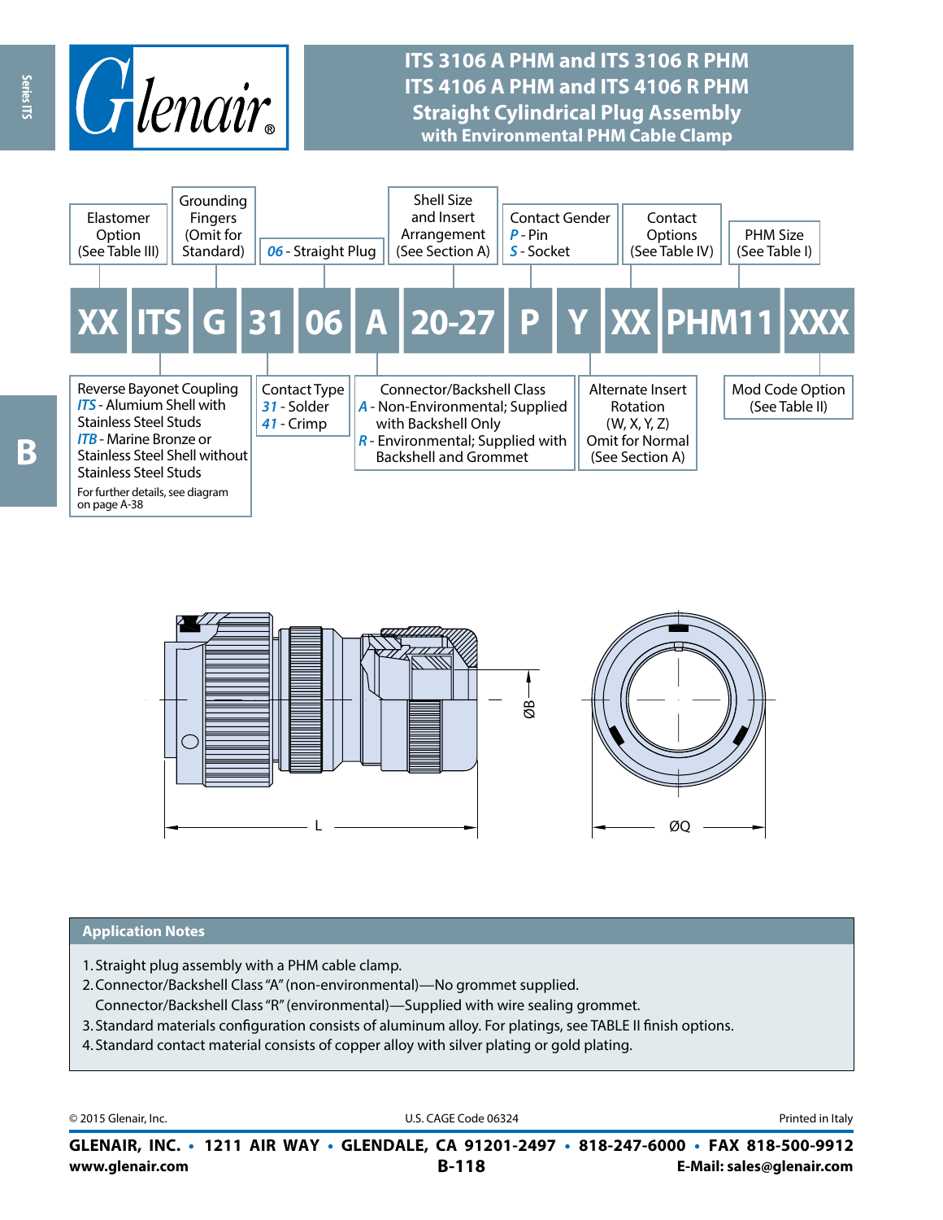# ITS 3106 A PHM and ITS 3106 R PHM
# ITS 4106 A PHM and ITS 4106 R PHM
## Straight Cylindrical Plug Assembly
### with Environmental PHM Cable Clamp

**XX ITS G 31 06 A 20-27 P Y XX PHM11 XXX**

| Field | Description |
|---|---|
| XX | Elastomer Option (See Table III) |
| ITS | Reverse Bayonet Coupling<br>*ITS* - Alumium Shell with Stainless Steel Studs<br>*ITB* - Marine Bronze or Stainless Steel Shell without Stainless Steel Studs<br>For further details, see diagram on page A-38 |
| G | Grounding Fingers (Omit for Standard) |
| 31 | Contact Type<br>*31* - Solder<br>*41* - Crimp |
| 06 | *06* - Straight Plug |
| A | Connector/Backshell Class<br>*A* - Non-Environmental; Supplied with Backshell Only<br>*R* - Environmental; Supplied with Backshell and Grommet |
| 20-27 | Shell Size and Insert Arrangement (See Section A) |
| P | Contact Gender<br>*P* - Pin<br>*S* - Socket |
| Y | Alternate Insert Rotation (W, X, Y, Z) Omit for Normal (See Section A) |
| XX | Contact Options (See Table IV) |
| PHM11 | PHM Size (See Table I) |
| XXX | Mod Code Option (See Table II) |

L

ØB

ØQ

## Application Notes

1. Straight plug assembly with a PHM cable clamp.
2. Connector/Backshell Class "A" (non-environmental)—No grommet supplied.
   Connector/Backshell Class "R" (environmental)—Supplied with wire sealing grommet.
3. Standard materials configuration consists of aluminum alloy. For platings, see TABLE II finish options.
4. Standard contact material consists of copper alloy with silver plating or gold plating.

© 2015 Glenair, Inc. U.S. CAGE Code 06324 Printed in Italy

**GLENAIR, INC. • 1211 AIR WAY • GLENDALE, CA 91201-2497 • 818-247-6000 • FAX 818-500-9912**
**www.glenair.com** **E-Mail: sales@glenair.com**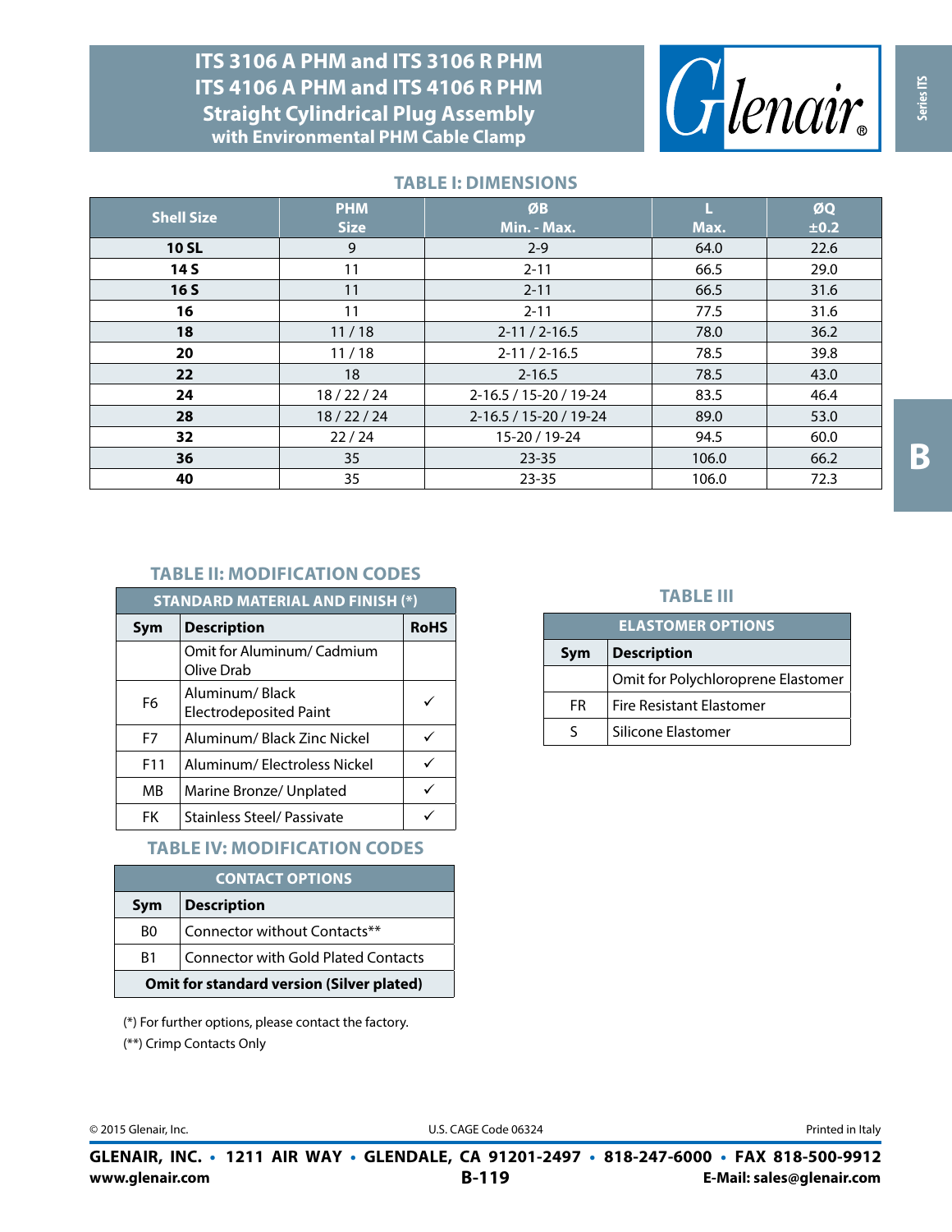# ITS 3106 A PHM and ITS 3106 R PHM
# ITS 4106 A PHM and ITS 4106 R PHM
## Straight Cylindrical Plug Assembly
### with Environmental PHM Cable Clamp

## TABLE I: DIMENSIONS

| Shell Size | PHM Size | ØB Min. - Max. | L Max. | ØQ ±0.2 |
|---|---|---|---|---|
| **10 SL** | 9 | 2-9 | 64.0 | 22.6 |
| **14 S** | 11 | 2-11 | 66.5 | 29.0 |
| **16 S** | 11 | 2-11 | 66.5 | 31.6 |
| **16** | 11 | 2-11 | 77.5 | 31.6 |
| **18** | 11 / 18 | 2-11 / 2-16.5 | 78.0 | 36.2 |
| **20** | 11 / 18 | 2-11 / 2-16.5 | 78.5 | 39.8 |
| **22** | 18 | 2-16.5 | 78.5 | 43.0 |
| **24** | 18 / 22 / 24 | 2-16.5 / 15-20 / 19-24 | 83.5 | 46.4 |
| **28** | 18 / 22 / 24 | 2-16.5 / 15-20 / 19-24 | 89.0 | 53.0 |
| **32** | 22 / 24 | 15-20 / 19-24 | 94.5 | 60.0 |
| **36** | 35 | 23-35 | 106.0 | 66.2 |
| **40** | 35 | 23-35 | 106.0 | 72.3 |

## TABLE II: MODIFICATION CODES

| STANDARD MATERIAL AND FINISH (*) | | |
|---|---|---|
| **Sym** | **Description** | **RoHS** |
| | Omit for Aluminum/ Cadmium Olive Drab | |
| F6 | Aluminum/ Black Electrodeposited Paint | ✓ |
| F7 | Aluminum/ Black Zinc Nickel | ✓ |
| F11 | Aluminum/ Electroless Nickel | ✓ |
| MB | Marine Bronze/ Unplated | ✓ |
| FK | Stainless Steel/ Passivate | ✓ |

## TABLE III

| ELASTOMER OPTIONS | |
|---|---|
| **Sym** | **Description** |
| | Omit for Polychloroprene Elastomer |
| FR | Fire Resistant Elastomer |
| S | Silicone Elastomer |

## TABLE IV: MODIFICATION CODES

| CONTACT OPTIONS | |
|---|---|
| **Sym** | **Description** |
| B0 | Connector without Contacts** |
| B1 | Connector with Gold Plated Contacts |
| **Omit for standard version (Silver plated)** | |

(*) For further options, please contact the factory.

(**) Crimp Contacts Only